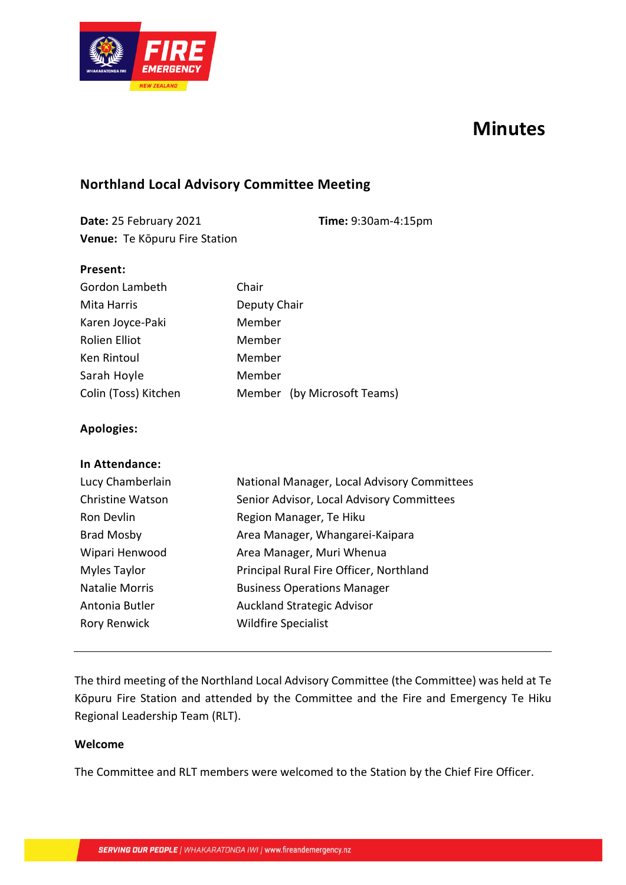# Minutes

## Northland Local Advisory Committee Meeting

**Date:** 25 February 2021 **Time:** 9:30am-4:15pm

**Venue:** Te Kōpuru Fire Station

**Present:**

| | |
|---|---|
| Gordon Lambeth | Chair |
| Mita Harris | Deputy Chair |
| Karen Joyce-Paki | Member |
| Rolien Elliot | Member |
| Ken Rintoul | Member |
| Sarah Hoyle | Member |
| Colin (Toss) Kitchen | Member (by Microsoft Teams) |

**Apologies:**

**In Attendance:**

| | |
|---|---|
| Lucy Chamberlain | National Manager, Local Advisory Committees |
| Christine Watson | Senior Advisor, Local Advisory Committees |
| Ron Devlin | Region Manager, Te Hiku |
| Brad Mosby | Area Manager, Whangarei-Kaipara |
| Wipari Henwood | Area Manager, Muri Whenua |
| Myles Taylor | Principal Rural Fire Officer, Northland |
| Natalie Morris | Business Operations Manager |
| Antonia Butler | Auckland Strategic Advisor |
| Rory Renwick | Wildfire Specialist |

---

The third meeting of the Northland Local Advisory Committee (the Committee) was held at Te Kōpuru Fire Station and attended by the Committee and the Fire and Emergency Te Hiku Regional Leadership Team (RLT).

**Welcome**

The Committee and RLT members were welcomed to the Station by the Chief Fire Officer.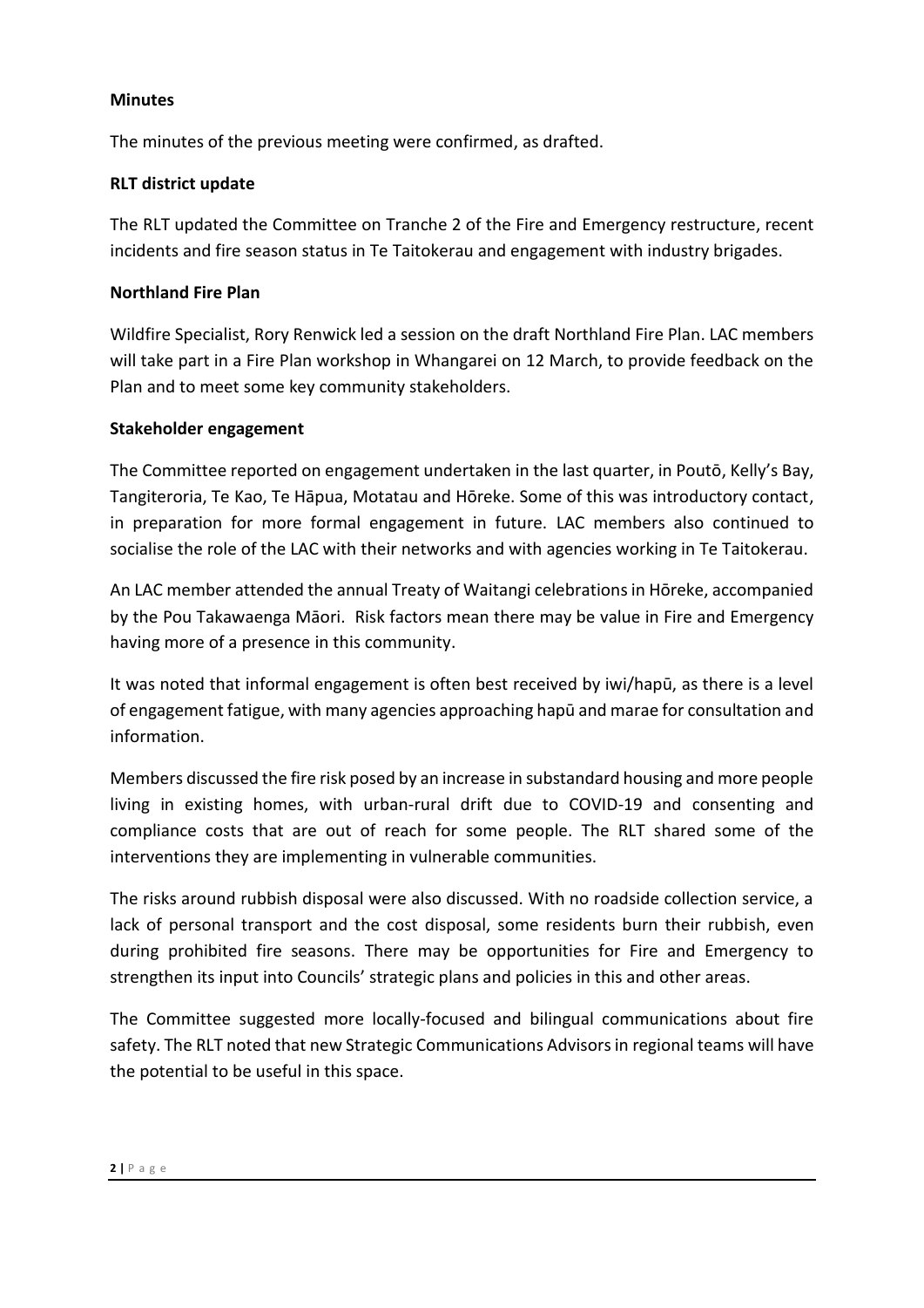**Minutes**

The minutes of the previous meeting were confirmed, as drafted.

**RLT district update**

The RLT updated the Committee on Tranche 2 of the Fire and Emergency restructure, recent incidents and fire season status in Te Taitokerau and engagement with industry brigades.

**Northland Fire Plan**

Wildfire Specialist, Rory Renwick led a session on the draft Northland Fire Plan. LAC members will take part in a Fire Plan workshop in Whangarei on 12 March, to provide feedback on the Plan and to meet some key community stakeholders.

**Stakeholder engagement**

The Committee reported on engagement undertaken in the last quarter, in Poutō, Kelly's Bay, Tangiteroria, Te Kao, Te Hāpua, Motatau and Hōreke. Some of this was introductory contact, in preparation for more formal engagement in future. LAC members also continued to socialise the role of the LAC with their networks and with agencies working in Te Taitokerau.

An LAC member attended the annual Treaty of Waitangi celebrations in Hōreke, accompanied by the Pou Takawaenga Māori. Risk factors mean there may be value in Fire and Emergency having more of a presence in this community.

It was noted that informal engagement is often best received by iwi/hapū, as there is a level of engagement fatigue, with many agencies approaching hapū and marae for consultation and information.

Members discussed the fire risk posed by an increase in substandard housing and more people living in existing homes, with urban-rural drift due to COVID-19 and consenting and compliance costs that are out of reach for some people. The RLT shared some of the interventions they are implementing in vulnerable communities.

The risks around rubbish disposal were also discussed. With no roadside collection service, a lack of personal transport and the cost disposal, some residents burn their rubbish, even during prohibited fire seasons. There may be opportunities for Fire and Emergency to strengthen its input into Councils' strategic plans and policies in this and other areas.

The Committee suggested more locally-focused and bilingual communications about fire safety. The RLT noted that new Strategic Communications Advisors in regional teams will have the potential to be useful in this space.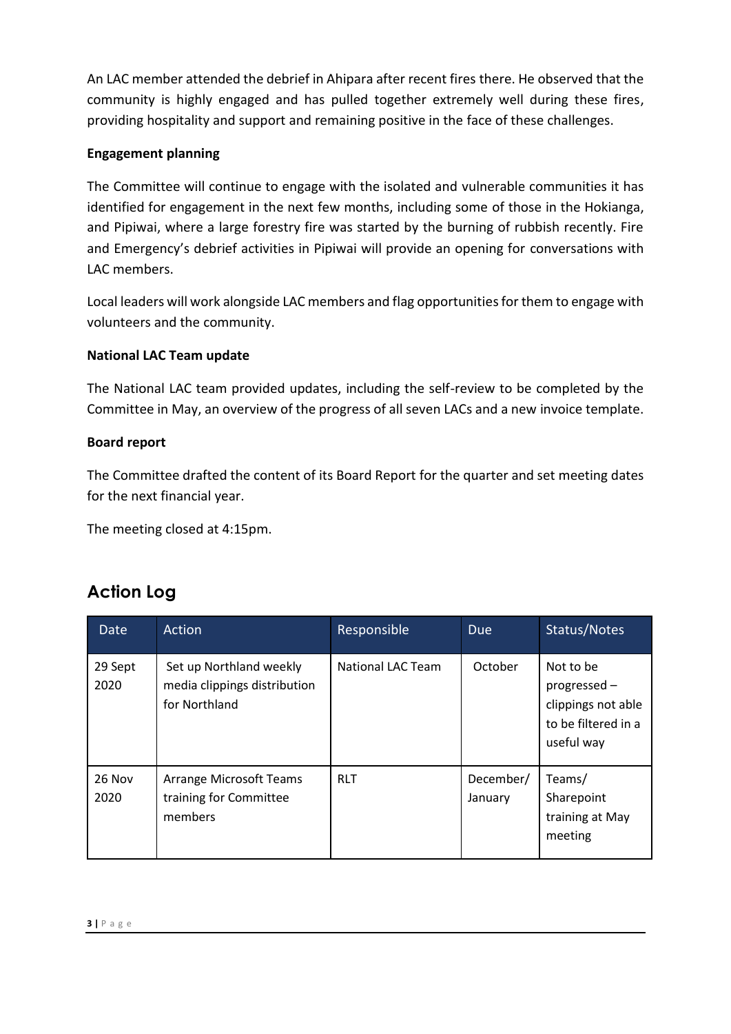An LAC member attended the debrief in Ahipara after recent fires there. He observed that the community is highly engaged and has pulled together extremely well during these fires, providing hospitality and support and remaining positive in the face of these challenges.

**Engagement planning**

The Committee will continue to engage with the isolated and vulnerable communities it has identified for engagement in the next few months, including some of those in the Hokianga, and Pipiwai, where a large forestry fire was started by the burning of rubbish recently. Fire and Emergency's debrief activities in Pipiwai will provide an opening for conversations with LAC members.

Local leaders will work alongside LAC members and flag opportunities for them to engage with volunteers and the community.

**National LAC Team update**

The National LAC team provided updates, including the self-review to be completed by the Committee in May, an overview of the progress of all seven LACs and a new invoice template.

**Board report**

The Committee drafted the content of its Board Report for the quarter and set meeting dates for the next financial year.

The meeting closed at 4:15pm.

## Action Log

| Date | Action | Responsible | Due | Status/Notes |
|---|---|---|---|---|
| 29 Sept 2020 | Set up Northland weekly media clippings distribution for Northland | National LAC Team | October | Not to be progressed – clippings not able to be filtered in a useful way |
| 26 Nov 2020 | Arrange Microsoft Teams training for Committee members | RLT | December/ January | Teams/ Sharepoint training at May meeting |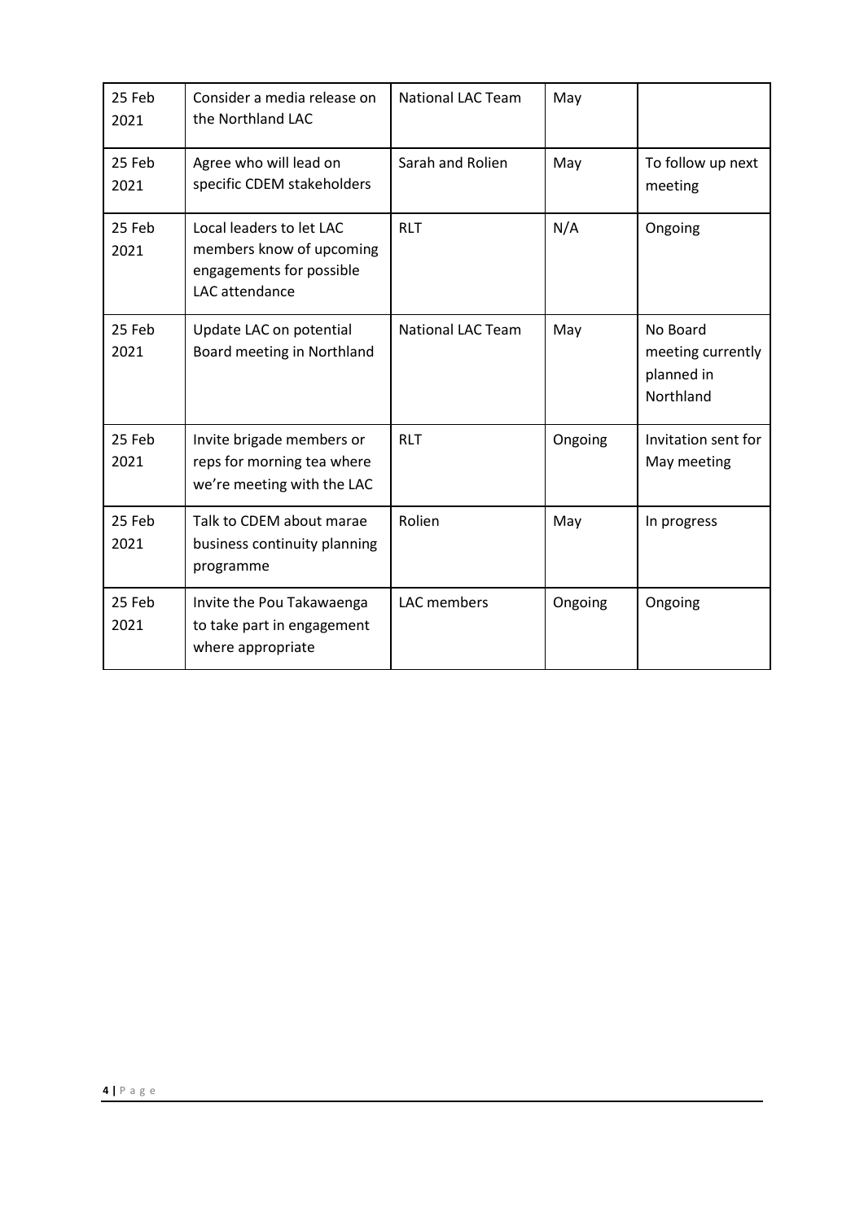| | | | | |
|---|---|---|---|---|
| 25 Feb 2021 | Consider a media release on the Northland LAC | National LAC Team | May | |
| 25 Feb 2021 | Agree who will lead on specific CDEM stakeholders | Sarah and Rolien | May | To follow up next meeting |
| 25 Feb 2021 | Local leaders to let LAC members know of upcoming engagements for possible LAC attendance | RLT | N/A | Ongoing |
| 25 Feb 2021 | Update LAC on potential Board meeting in Northland | National LAC Team | May | No Board meeting currently planned in Northland |
| 25 Feb 2021 | Invite brigade members or reps for morning tea where we're meeting with the LAC | RLT | Ongoing | Invitation sent for May meeting |
| 25 Feb 2021 | Talk to CDEM about marae business continuity planning programme | Rolien | May | In progress |
| 25 Feb 2021 | Invite the Pou Takawaenga to take part in engagement where appropriate | LAC members | Ongoing | Ongoing |